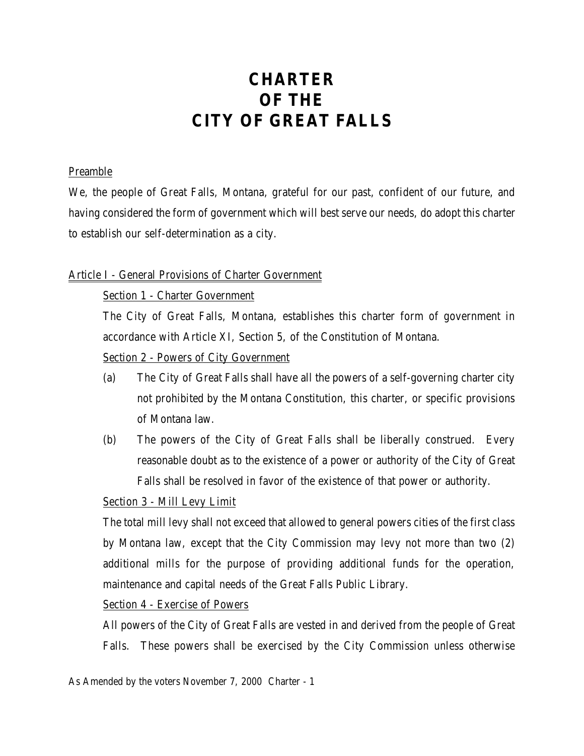# CHARTER OF THE CITY OF GREAT FALLS

## Preamble

We, the people of Great Falls, Montana, grateful for our past, confident of our future, and having considered the form of government which will best serve our needs, do adopt this charter to establish our self-determination as a city.

## Article I - General Provisions of Charter Government

### Section 1 - Charter Government

The City of Great Falls, Montana, establishes this charter form of government in accordance with Article XI, Section 5, of the Constitution of Montana.

### Section 2 - Powers of City Government

(a) The City of Great Falls shall have all the powers of a self-governing charter city not prohibited by the Montana Constitution, this charter, or specific provisions of Montana law.

(b) The powers of the City of Great Falls shall be liberally construed. Every reasonable doubt as to the existence of a power or authority of the City of Great Falls shall be resolved in favor of the existence of that power or authority.

### Section 3 - Mill Levy Limit

The total mill levy shall not exceed that allowed to general powers cities of the first class by Montana law, except that the City Commission may levy not more than two (2) additional mills for the purpose of providing additional funds for the operation, maintenance and capital needs of the Great Falls Public Library.

### Section 4 - Exercise of Powers

All powers of the City of Great Falls are vested in and derived from the people of Great Falls. These powers shall be exercised by the City Commission unless otherwise

As Amended by the voters November 7, 2000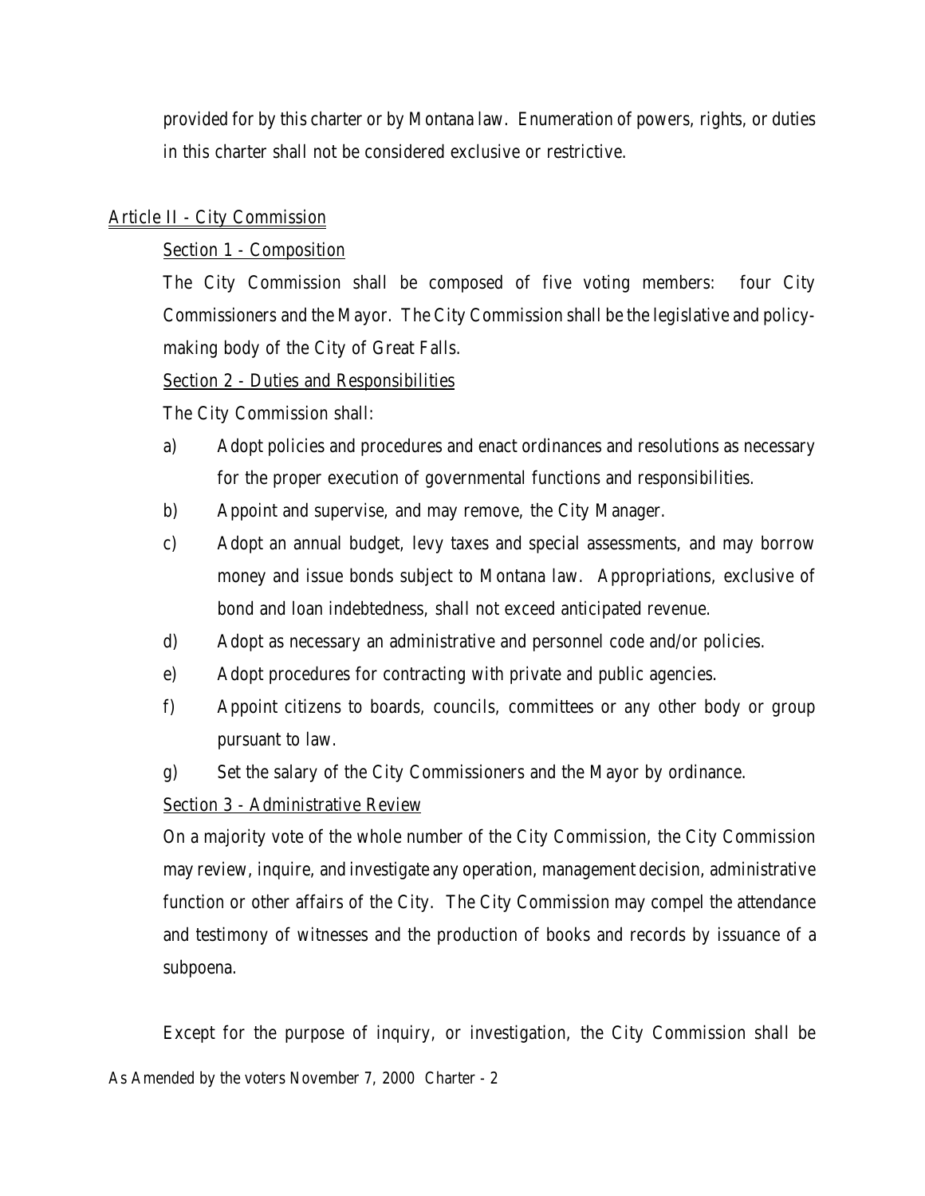provided for by this charter or by Montana law. Enumeration of powers, rights, or duties in this charter shall not be considered exclusive or restrictive.

## Article II - City Commission

### Section 1 - Composition

The City Commission shall be composed of five voting members: four City Commissioners and the Mayor. The City Commission shall be the legislative and policy-making body of the City of Great Falls.

### Section 2 - Duties and Responsibilities

The City Commission shall:

a) Adopt policies and procedures and enact ordinances and resolutions as necessary for the proper execution of governmental functions and responsibilities.

b) Appoint and supervise, and may remove, the City Manager.

c) Adopt an annual budget, levy taxes and special assessments, and may borrow money and issue bonds subject to Montana law. Appropriations, exclusive of bond and loan indebtedness, shall not exceed anticipated revenue.

d) Adopt as necessary an administrative and personnel code and/or policies.

e) Adopt procedures for contracting with private and public agencies.

f) Appoint citizens to boards, councils, committees or any other body or group pursuant to law.

g) Set the salary of the City Commissioners and the Mayor by ordinance.

### Section 3 - Administrative Review

On a majority vote of the whole number of the City Commission, the City Commission may review, inquire, and investigate any operation, management decision, administrative function or other affairs of the City. The City Commission may compel the attendance and testimony of witnesses and the production of books and records by issuance of a subpoena.

Except for the purpose of inquiry, or investigation, the City Commission shall be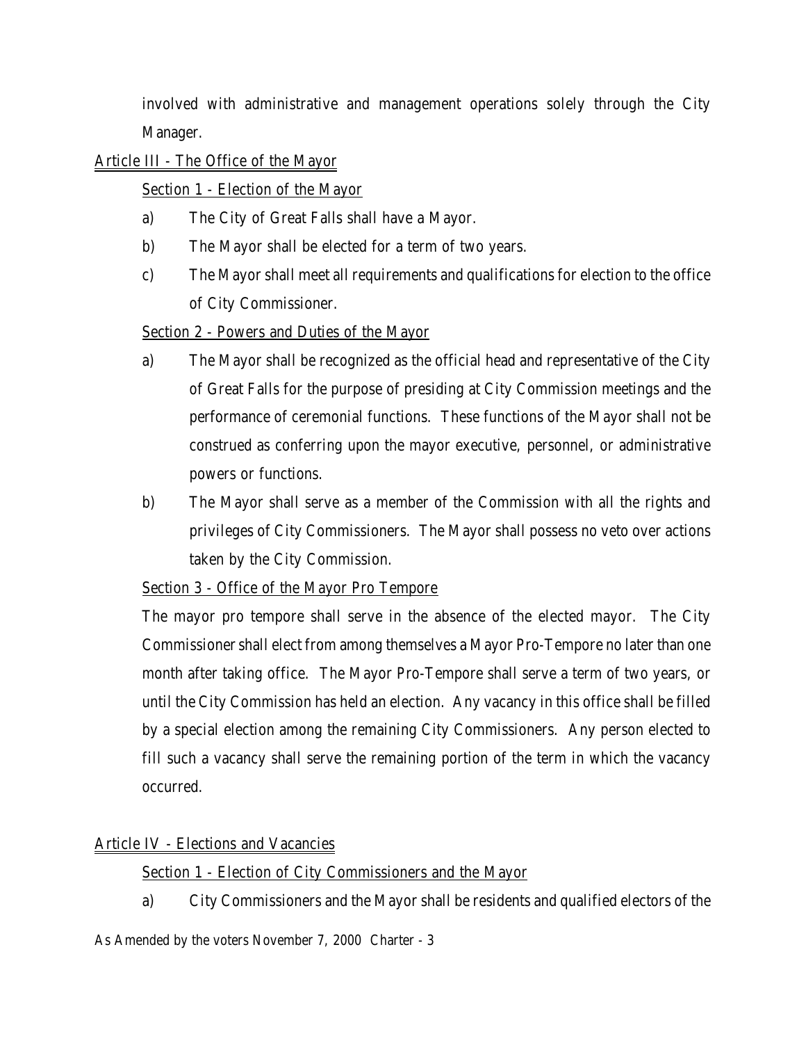involved with administrative and management operations solely through the City Manager.

## Article III - The Office of the Mayor

### Section 1 - Election of the Mayor

a) The City of Great Falls shall have a Mayor.

b) The Mayor shall be elected for a term of two years.

c) The Mayor shall meet all requirements and qualifications for election to the office of City Commissioner.

### Section 2 - Powers and Duties of the Mayor

a) The Mayor shall be recognized as the official head and representative of the City of Great Falls for the purpose of presiding at City Commission meetings and the performance of ceremonial functions. These functions of the Mayor shall not be construed as conferring upon the mayor executive, personnel, or administrative powers or functions.

b) The Mayor shall serve as a member of the Commission with all the rights and privileges of City Commissioners. The Mayor shall possess no veto over actions taken by the City Commission.

### Section 3 - Office of the Mayor Pro Tempore

The mayor pro tempore shall serve in the absence of the elected mayor. The City Commissioner shall elect from among themselves a Mayor Pro-Tempore no later than one month after taking office. The Mayor Pro-Tempore shall serve a term of two years, or until the City Commission has held an election. Any vacancy in this office shall be filled by a special election among the remaining City Commissioners. Any person elected to fill such a vacancy shall serve the remaining portion of the term in which the vacancy occurred.

## Article IV - Elections and Vacancies

### Section 1 - Election of City Commissioners and the Mayor

a) City Commissioners and the Mayor shall be residents and qualified electors of the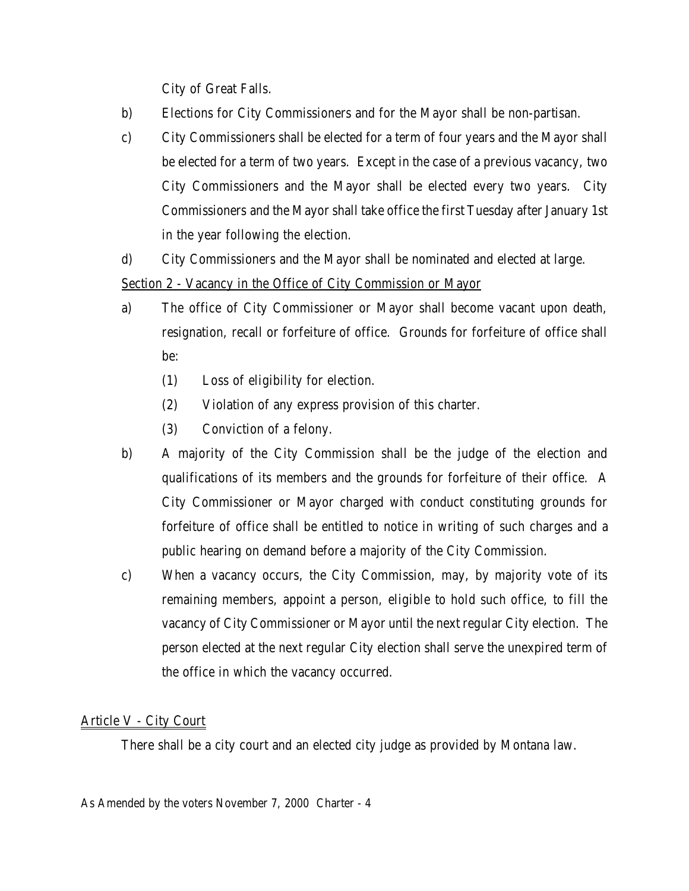City of Great Falls.

b) Elections for City Commissioners and for the Mayor shall be non-partisan.

c) City Commissioners shall be elected for a term of four years and the Mayor shall be elected for a term of two years. Except in the case of a previous vacancy, two City Commissioners and the Mayor shall be elected every two years. City Commissioners and the Mayor shall take office the first Tuesday after January 1st in the year following the election.

d) City Commissioners and the Mayor shall be nominated and elected at large.

Section 2 - Vacancy in the Office of City Commission or Mayor

a) The office of City Commissioner or Mayor shall become vacant upon death, resignation, recall or forfeiture of office. Grounds for forfeiture of office shall be:

   (1) Loss of eligibility for election.

   (2) Violation of any express provision of this charter.

   (3) Conviction of a felony.

b) A majority of the City Commission shall be the judge of the election and qualifications of its members and the grounds for forfeiture of their office. A City Commissioner or Mayor charged with conduct constituting grounds for forfeiture of office shall be entitled to notice in writing of such charges and a public hearing on demand before a majority of the City Commission.

c) When a vacancy occurs, the City Commission, may, by majority vote of its remaining members, appoint a person, eligible to hold such office, to fill the vacancy of City Commissioner or Mayor until the next regular City election. The person elected at the next regular City election shall serve the unexpired term of the office in which the vacancy occurred.

## Article V - City Court

There shall be a city court and an elected city judge as provided by Montana law.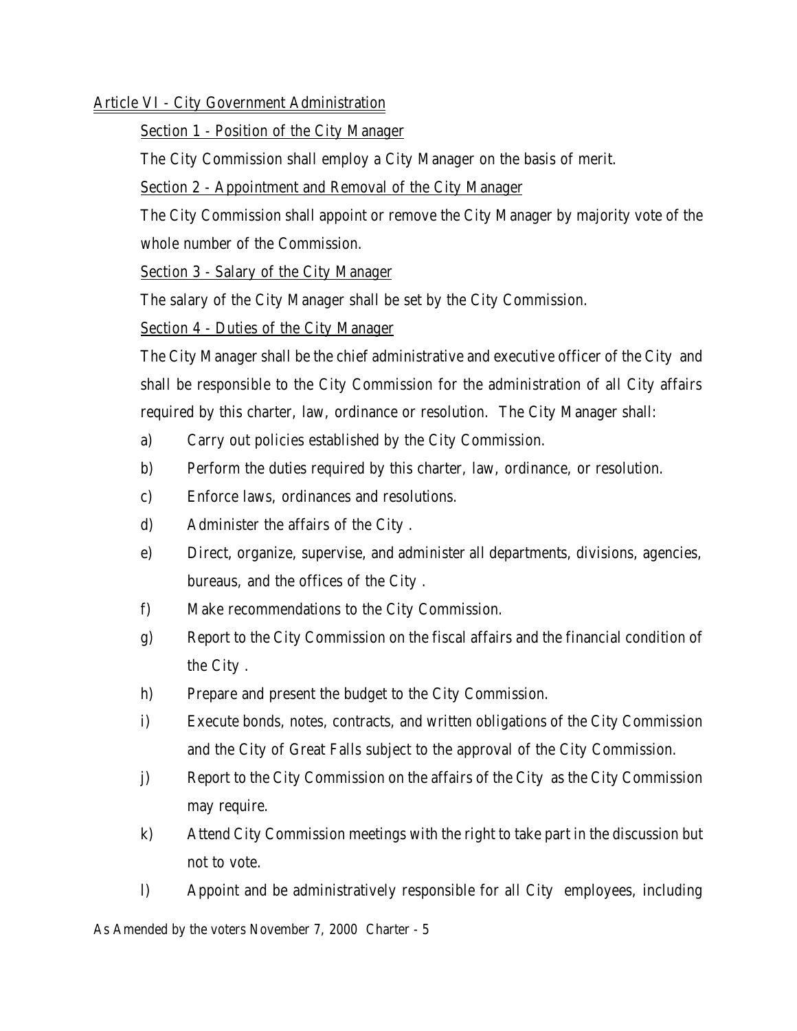## Article VI - City Government Administration

### Section 1 - Position of the City Manager

The City Commission shall employ a City Manager on the basis of merit.

### Section 2 - Appointment and Removal of the City Manager

The City Commission shall appoint or remove the City Manager by majority vote of the whole number of the Commission.

### Section 3 - Salary of the City Manager

The salary of the City Manager shall be set by the City Commission.

### Section 4 - Duties of the City Manager

The City Manager shall be the chief administrative and executive officer of the City and shall be responsible to the City Commission for the administration of all City affairs required by this charter, law, ordinance or resolution. The City Manager shall:

a) Carry out policies established by the City Commission.

b) Perform the duties required by this charter, law, ordinance, or resolution.

c) Enforce laws, ordinances and resolutions.

d) Administer the affairs of the City .

e) Direct, organize, supervise, and administer all departments, divisions, agencies, bureaus, and the offices of the City .

f) Make recommendations to the City Commission.

g) Report to the City Commission on the fiscal affairs and the financial condition of the City .

h) Prepare and present the budget to the City Commission.

i) Execute bonds, notes, contracts, and written obligations of the City Commission and the City of Great Falls subject to the approval of the City Commission.

j) Report to the City Commission on the affairs of the City as the City Commission may require.

k) Attend City Commission meetings with the right to take part in the discussion but not to vote.

l) Appoint and be administratively responsible for all City employees, including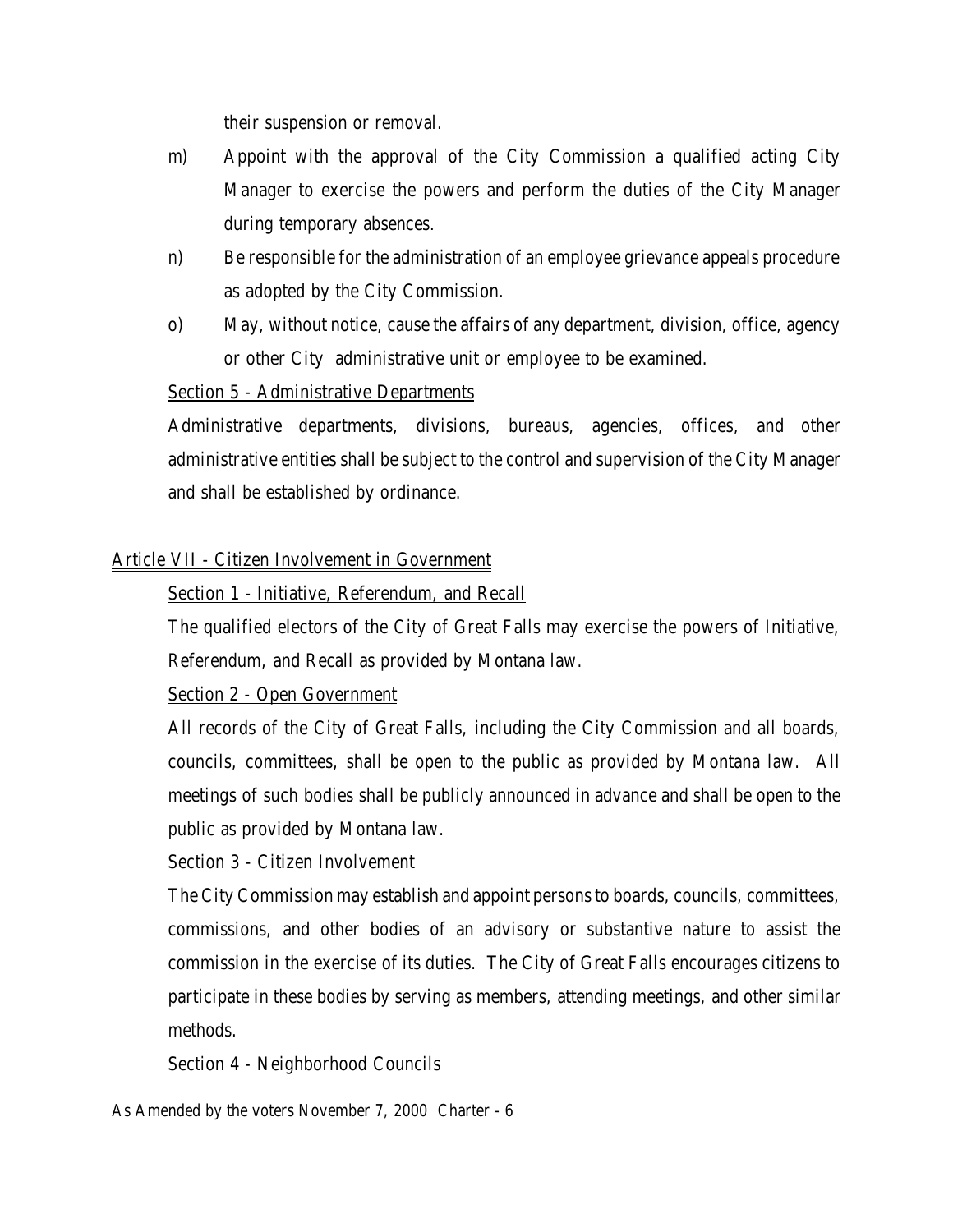their suspension or removal.

m) Appoint with the approval of the City Commission a qualified acting City Manager to exercise the powers and perform the duties of the City Manager during temporary absences.

n) Be responsible for the administration of an employee grievance appeals procedure as adopted by the City Commission.

o) May, without notice, cause the affairs of any department, division, office, agency or other City administrative unit or employee to be examined.

Section 5 - Administrative Departments

Administrative departments, divisions, bureaus, agencies, offices, and other administrative entities shall be subject to the control and supervision of the City Manager and shall be established by ordinance.

## Article VII - Citizen Involvement in Government

Section 1 - Initiative, Referendum, and Recall

The qualified electors of the City of Great Falls may exercise the powers of Initiative, Referendum, and Recall as provided by Montana law.

Section 2 - Open Government

All records of the City of Great Falls, including the City Commission and all boards, councils, committees, shall be open to the public as provided by Montana law. All meetings of such bodies shall be publicly announced in advance and shall be open to the public as provided by Montana law.

Section 3 - Citizen Involvement

The City Commission may establish and appoint persons to boards, councils, committees, commissions, and other bodies of an advisory or substantive nature to assist the commission in the exercise of its duties. The City of Great Falls encourages citizens to participate in these bodies by serving as members, attending meetings, and other similar methods.

Section 4 - Neighborhood Councils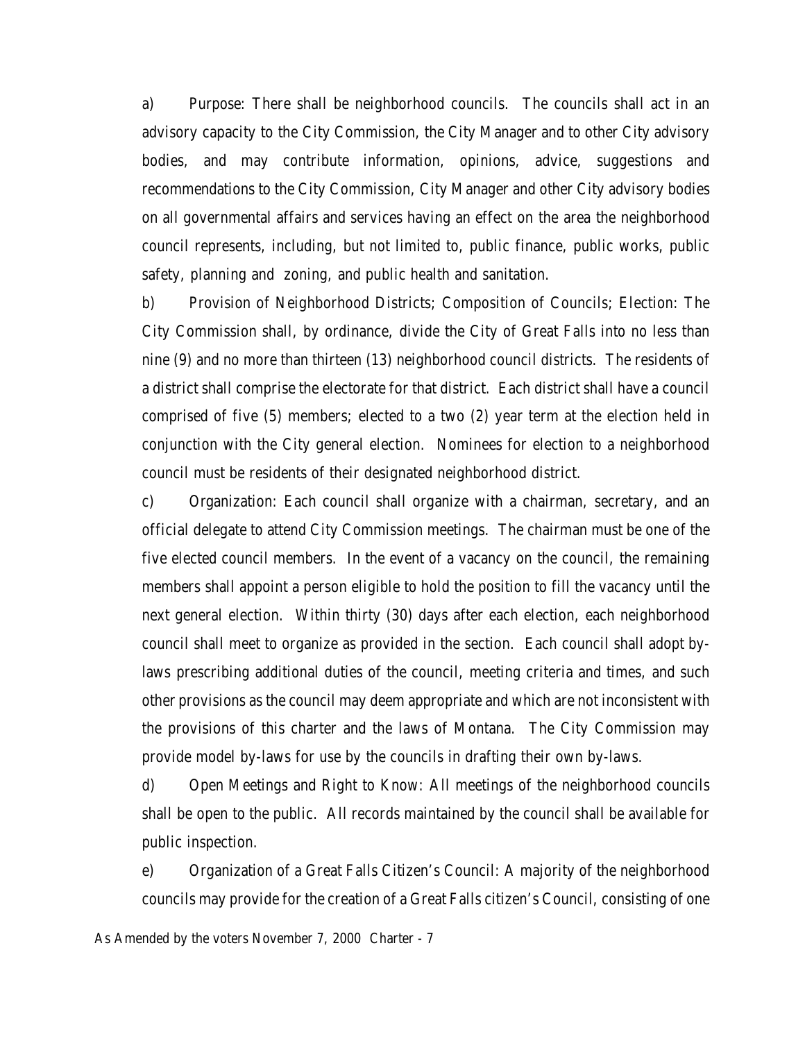a) Purpose: There shall be neighborhood councils. The councils shall act in an advisory capacity to the City Commission, the City Manager and to other City advisory bodies, and may contribute information, opinions, advice, suggestions and recommendations to the City Commission, City Manager and other City advisory bodies on all governmental affairs and services having an effect on the area the neighborhood council represents, including, but not limited to, public finance, public works, public safety, planning and zoning, and public health and sanitation.

b) Provision of Neighborhood Districts; Composition of Councils; Election: The City Commission shall, by ordinance, divide the City of Great Falls into no less than nine (9) and no more than thirteen (13) neighborhood council districts. The residents of a district shall comprise the electorate for that district. Each district shall have a council comprised of five (5) members; elected to a two (2) year term at the election held in conjunction with the City general election. Nominees for election to a neighborhood council must be residents of their designated neighborhood district.

c) Organization: Each council shall organize with a chairman, secretary, and an official delegate to attend City Commission meetings. The chairman must be one of the five elected council members. In the event of a vacancy on the council, the remaining members shall appoint a person eligible to hold the position to fill the vacancy until the next general election. Within thirty (30) days after each election, each neighborhood council shall meet to organize as provided in the section. Each council shall adopt by-laws prescribing additional duties of the council, meeting criteria and times, and such other provisions as the council may deem appropriate and which are not inconsistent with the provisions of this charter and the laws of Montana. The City Commission may provide model by-laws for use by the councils in drafting their own by-laws.

d) Open Meetings and Right to Know: All meetings of the neighborhood councils shall be open to the public. All records maintained by the council shall be available for public inspection.

e) Organization of a Great Falls Citizen's Council: A majority of the neighborhood councils may provide for the creation of a Great Falls citizen's Council, consisting of one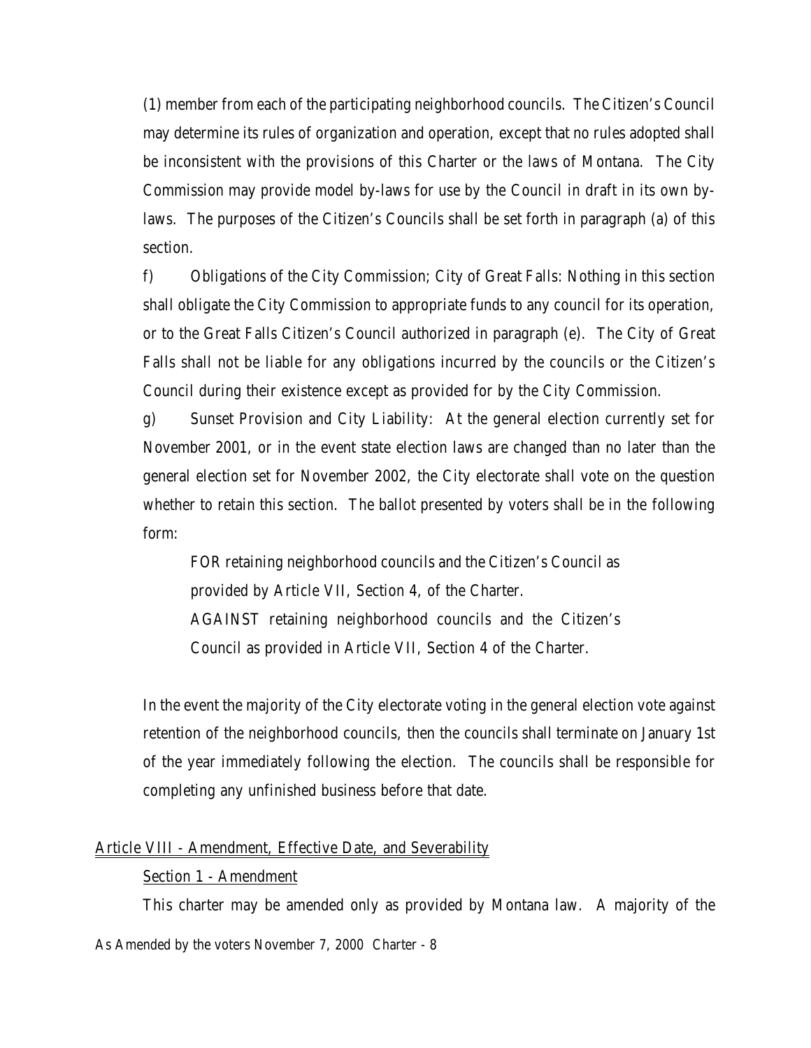(1) member from each of the participating neighborhood councils. The Citizen's Council may determine its rules of organization and operation, except that no rules adopted shall be inconsistent with the provisions of this Charter or the laws of Montana. The City Commission may provide model by-laws for use by the Council in draft in its own by-laws. The purposes of the Citizen's Councils shall be set forth in paragraph (a) of this section.

f) Obligations of the City Commission; City of Great Falls: Nothing in this section shall obligate the City Commission to appropriate funds to any council for its operation, or to the Great Falls Citizen's Council authorized in paragraph (e). The City of Great Falls shall not be liable for any obligations incurred by the councils or the Citizen's Council during their existence except as provided for by the City Commission.

g) Sunset Provision and City Liability: At the general election currently set for November 2001, or in the event state election laws are changed than no later than the general election set for November 2002, the City electorate shall vote on the question whether to retain this section. The ballot presented by voters shall be in the following form:

> FOR retaining neighborhood councils and the Citizen's Council as provided by Article VII, Section 4, of the Charter.
>
> AGAINST retaining neighborhood councils and the Citizen's Council as provided in Article VII, Section 4 of the Charter.

In the event the majority of the City electorate voting in the general election vote against retention of the neighborhood councils, then the councils shall terminate on January 1st of the year immediately following the election. The councils shall be responsible for completing any unfinished business before that date.

## Article VIII - Amendment, Effective Date, and Severability

### Section 1 - Amendment

This charter may be amended only as provided by Montana law. A majority of the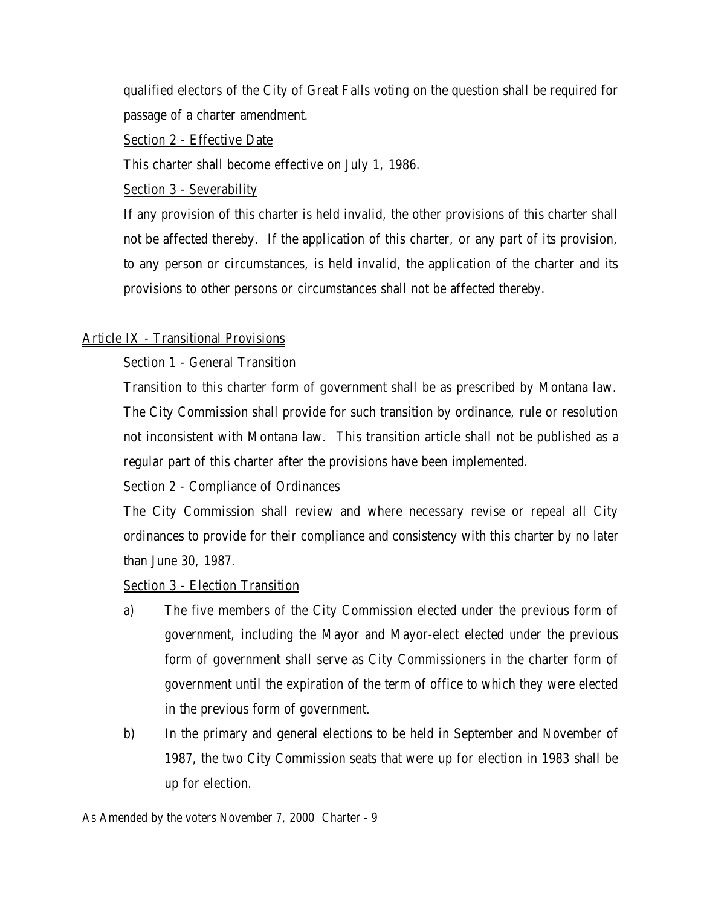qualified electors of the City of Great Falls voting on the question shall be required for passage of a charter amendment.

Section 2 - Effective Date

This charter shall become effective on July 1, 1986.

Section 3 - Severability

If any provision of this charter is held invalid, the other provisions of this charter shall not be affected thereby. If the application of this charter, or any part of its provision, to any person or circumstances, is held invalid, the application of the charter and its provisions to other persons or circumstances shall not be affected thereby.

## Article IX - Transitional Provisions

Section 1 - General Transition

Transition to this charter form of government shall be as prescribed by Montana law. The City Commission shall provide for such transition by ordinance, rule or resolution not inconsistent with Montana law. This transition article shall not be published as a regular part of this charter after the provisions have been implemented.

Section 2 - Compliance of Ordinances

The City Commission shall review and where necessary revise or repeal all City ordinances to provide for their compliance and consistency with this charter by no later than June 30, 1987.

Section 3 - Election Transition

a) The five members of the City Commission elected under the previous form of government, including the Mayor and Mayor-elect elected under the previous form of government shall serve as City Commissioners in the charter form of government until the expiration of the term of office to which they were elected in the previous form of government.

b) In the primary and general elections to be held in September and November of 1987, the two City Commission seats that were up for election in 1983 shall be up for election.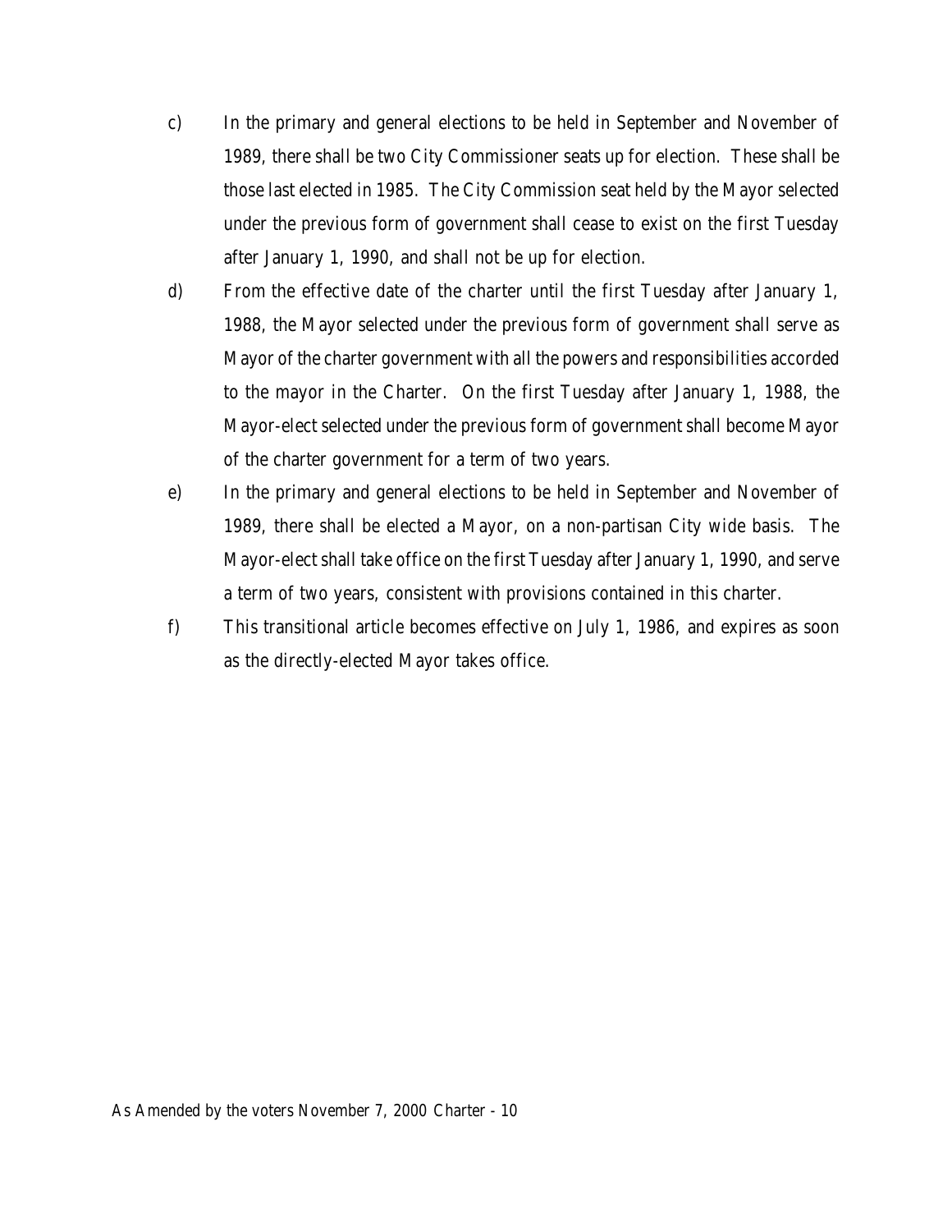c) In the primary and general elections to be held in September and November of 1989, there shall be two City Commissioner seats up for election. These shall be those last elected in 1985. The City Commission seat held by the Mayor selected under the previous form of government shall cease to exist on the first Tuesday after January 1, 1990, and shall not be up for election.

d) From the effective date of the charter until the first Tuesday after January 1, 1988, the Mayor selected under the previous form of government shall serve as Mayor of the charter government with all the powers and responsibilities accorded to the mayor in the Charter. On the first Tuesday after January 1, 1988, the Mayor-elect selected under the previous form of government shall become Mayor of the charter government for a term of two years.

e) In the primary and general elections to be held in September and November of 1989, there shall be elected a Mayor, on a non-partisan City wide basis. The Mayor-elect shall take office on the first Tuesday after January 1, 1990, and serve a term of two years, consistent with provisions contained in this charter.

f) This transitional article becomes effective on July 1, 1986, and expires as soon as the directly-elected Mayor takes office.